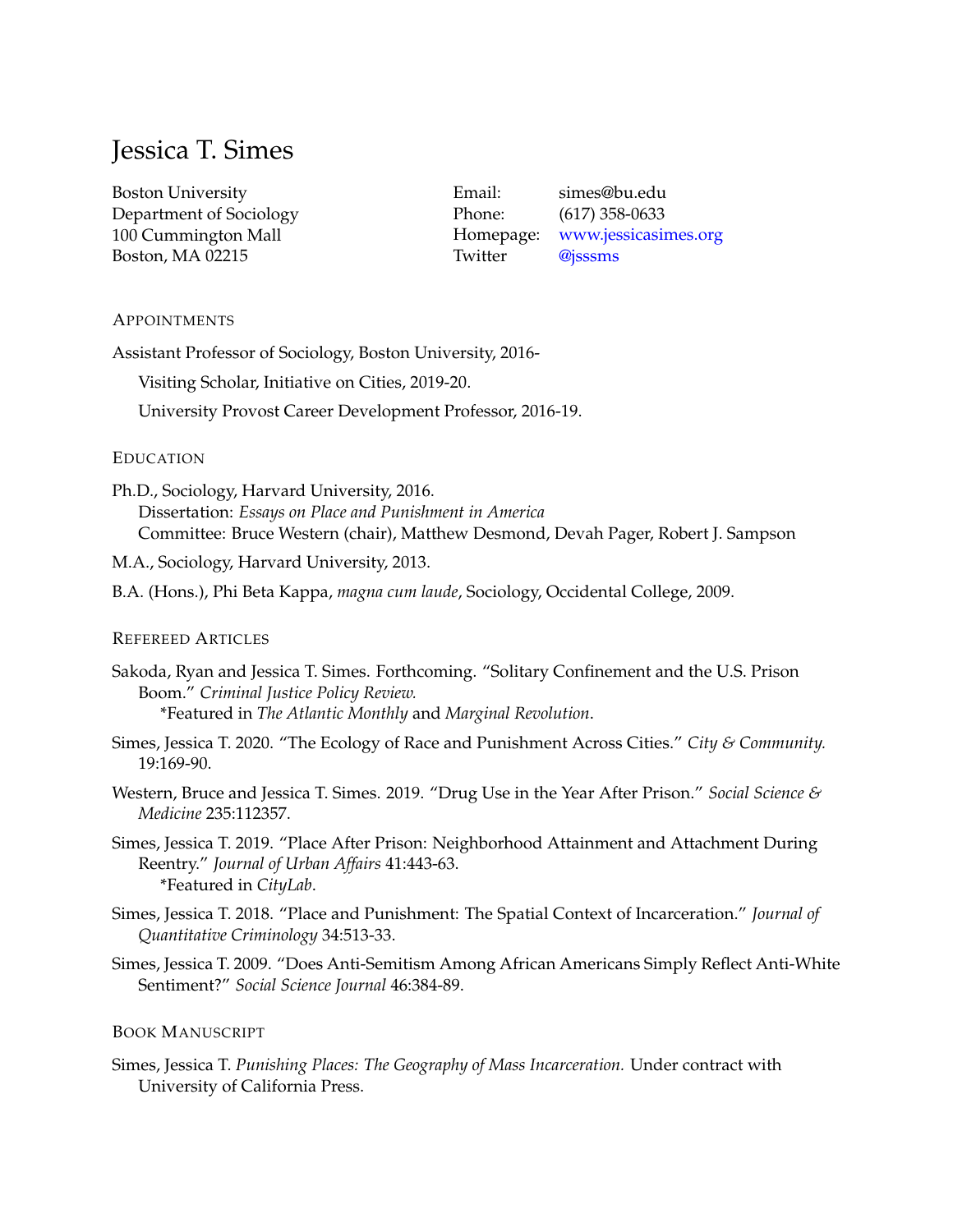# Jessica T. Simes

Boston University
Department of Sociology
100 Cummington Mall
Boston, MA 02215

Email: simes@bu.edu
Phone: (617) 358-0633
Homepage: www.jessicasimes.org
Twitter @jsssms

## Appointments

Assistant Professor of Sociology, Boston University, 2016-

Visiting Scholar, Initiative on Cities, 2019-20.

University Provost Career Development Professor, 2016-19.

## Education

Ph.D., Sociology, Harvard University, 2016.
Dissertation: *Essays on Place and Punishment in America*
Committee: Bruce Western (chair), Matthew Desmond, Devah Pager, Robert J. Sampson

M.A., Sociology, Harvard University, 2013.

B.A. (Hons.), Phi Beta Kappa, *magna cum laude*, Sociology, Occidental College, 2009.

## Refereed Articles

Sakoda, Ryan and Jessica T. Simes. Forthcoming. "Solitary Confinement and the U.S. Prison Boom." *Criminal Justice Policy Review.*
*Featured in *The Atlantic Monthly* and *Marginal Revolution*.

Simes, Jessica T. 2020. "The Ecology of Race and Punishment Across Cities." *City & Community.* 19:169-90.

Western, Bruce and Jessica T. Simes. 2019. "Drug Use in the Year After Prison." *Social Science & Medicine* 235:112357.

Simes, Jessica T. 2019. "Place After Prison: Neighborhood Attainment and Attachment During Reentry." *Journal of Urban Affairs* 41:443-63.
*Featured in *CityLab*.

Simes, Jessica T. 2018. "Place and Punishment: The Spatial Context of Incarceration." *Journal of Quantitative Criminology* 34:513-33.

Simes, Jessica T. 2009. "Does Anti-Semitism Among African Americans Simply Reflect Anti-White Sentiment?" *Social Science Journal* 46:384-89.

## Book Manuscript

Simes, Jessica T. *Punishing Places: The Geography of Mass Incarceration.* Under contract with University of California Press.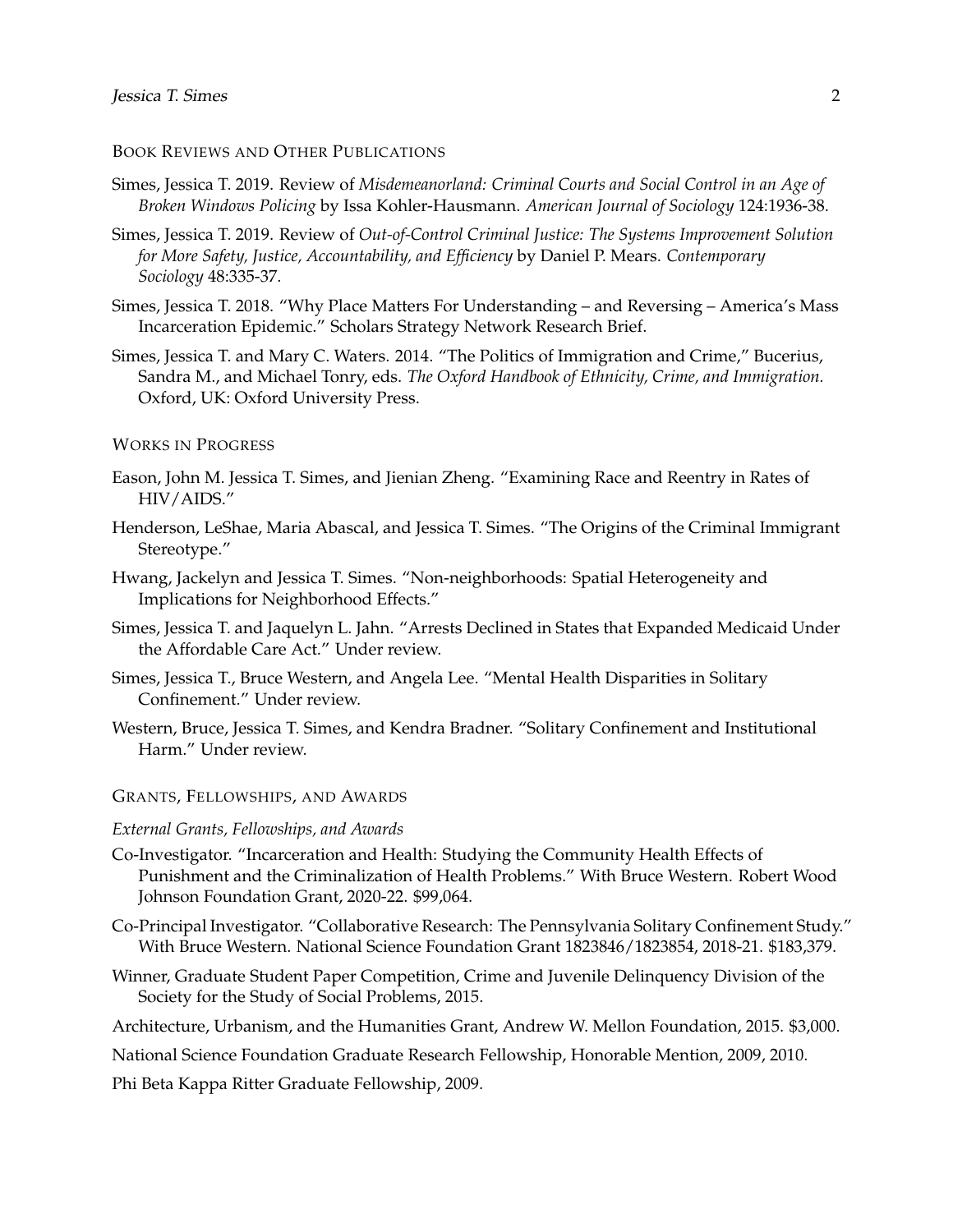## Book Reviews and Other Publications

Simes, Jessica T. 2019. Review of *Misdemeanorland: Criminal Courts and Social Control in an Age of Broken Windows Policing* by Issa Kohler-Hausmann. *American Journal of Sociology* 124:1936-38.

Simes, Jessica T. 2019. Review of *Out-of-Control Criminal Justice: The Systems Improvement Solution for More Safety, Justice, Accountability, and Efficiency* by Daniel P. Mears. *Contemporary Sociology* 48:335-37.

Simes, Jessica T. 2018. "Why Place Matters For Understanding – and Reversing – America's Mass Incarceration Epidemic." Scholars Strategy Network Research Brief.

Simes, Jessica T. and Mary C. Waters. 2014. "The Politics of Immigration and Crime," Bucerius, Sandra M., and Michael Tonry, eds. *The Oxford Handbook of Ethnicity, Crime, and Immigration.* Oxford, UK: Oxford University Press.

## Works in Progress

Eason, John M. Jessica T. Simes, and Jienian Zheng. "Examining Race and Reentry in Rates of HIV/AIDS."

Henderson, LeShae, Maria Abascal, and Jessica T. Simes. "The Origins of the Criminal Immigrant Stereotype."

Hwang, Jackelyn and Jessica T. Simes. "Non-neighborhoods: Spatial Heterogeneity and Implications for Neighborhood Effects."

Simes, Jessica T. and Jaquelyn L. Jahn. "Arrests Declined in States that Expanded Medicaid Under the Affordable Care Act." Under review.

Simes, Jessica T., Bruce Western, and Angela Lee. "Mental Health Disparities in Solitary Confinement." Under review.

Western, Bruce, Jessica T. Simes, and Kendra Bradner. "Solitary Confinement and Institutional Harm." Under review.

## Grants, Fellowships, and Awards

*External Grants, Fellowships, and Awards*

Co-Investigator. "Incarceration and Health: Studying the Community Health Effects of Punishment and the Criminalization of Health Problems." With Bruce Western. Robert Wood Johnson Foundation Grant, 2020-22. $99,064.

Co-Principal Investigator. "Collaborative Research: The Pennsylvania Solitary Confinement Study." With Bruce Western. National Science Foundation Grant 1823846/1823854, 2018-21. $183,379.

Winner, Graduate Student Paper Competition, Crime and Juvenile Delinquency Division of the Society for the Study of Social Problems, 2015.

Architecture, Urbanism, and the Humanities Grant, Andrew W. Mellon Foundation, 2015. $3,000.

National Science Foundation Graduate Research Fellowship, Honorable Mention, 2009, 2010.

Phi Beta Kappa Ritter Graduate Fellowship, 2009.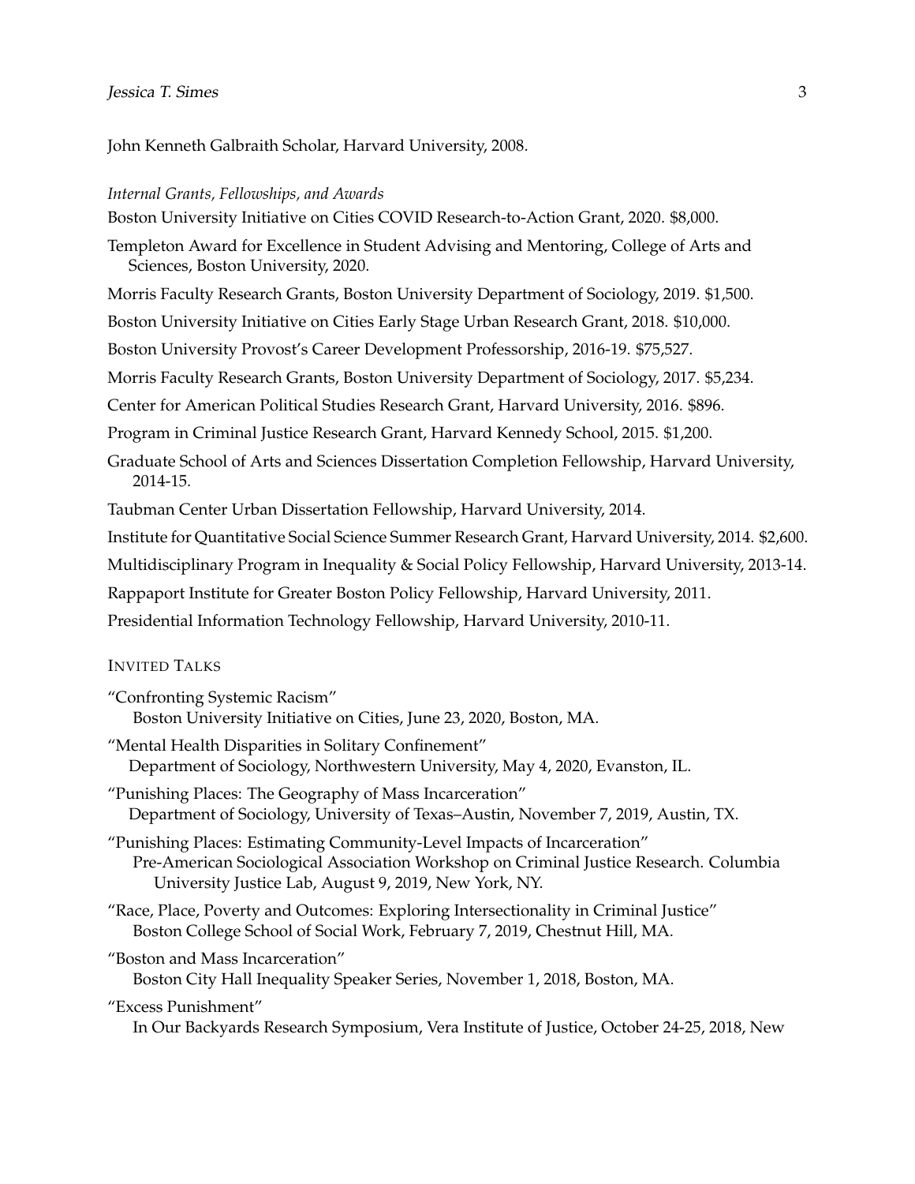John Kenneth Galbraith Scholar, Harvard University, 2008.

*Internal Grants, Fellowships, and Awards*

Boston University Initiative on Cities COVID Research-to-Action Grant, 2020. $8,000.

Templeton Award for Excellence in Student Advising and Mentoring, College of Arts and Sciences, Boston University, 2020.

Morris Faculty Research Grants, Boston University Department of Sociology, 2019. $1,500.

Boston University Initiative on Cities Early Stage Urban Research Grant, 2018. $10,000.

Boston University Provost's Career Development Professorship, 2016-19. $75,527.

Morris Faculty Research Grants, Boston University Department of Sociology, 2017. $5,234.

Center for American Political Studies Research Grant, Harvard University, 2016. $896.

Program in Criminal Justice Research Grant, Harvard Kennedy School, 2015. $1,200.

Graduate School of Arts and Sciences Dissertation Completion Fellowship, Harvard University, 2014-15.

Taubman Center Urban Dissertation Fellowship, Harvard University, 2014.

Institute for Quantitative Social Science Summer Research Grant, Harvard University, 2014. $2,600.

Multidisciplinary Program in Inequality & Social Policy Fellowship, Harvard University, 2013-14.

Rappaport Institute for Greater Boston Policy Fellowship, Harvard University, 2011.

Presidential Information Technology Fellowship, Harvard University, 2010-11.

## Invited Talks

"Confronting Systemic Racism"
Boston University Initiative on Cities, June 23, 2020, Boston, MA.

"Mental Health Disparities in Solitary Confinement"
Department of Sociology, Northwestern University, May 4, 2020, Evanston, IL.

"Punishing Places: The Geography of Mass Incarceration"
Department of Sociology, University of Texas–Austin, November 7, 2019, Austin, TX.

"Punishing Places: Estimating Community-Level Impacts of Incarceration"
Pre-American Sociological Association Workshop on Criminal Justice Research. Columbia University Justice Lab, August 9, 2019, New York, NY.

"Race, Place, Poverty and Outcomes: Exploring Intersectionality in Criminal Justice"
Boston College School of Social Work, February 7, 2019, Chestnut Hill, MA.

"Boston and Mass Incarceration"
Boston City Hall Inequality Speaker Series, November 1, 2018, Boston, MA.

"Excess Punishment"
In Our Backyards Research Symposium, Vera Institute of Justice, October 24-25, 2018, New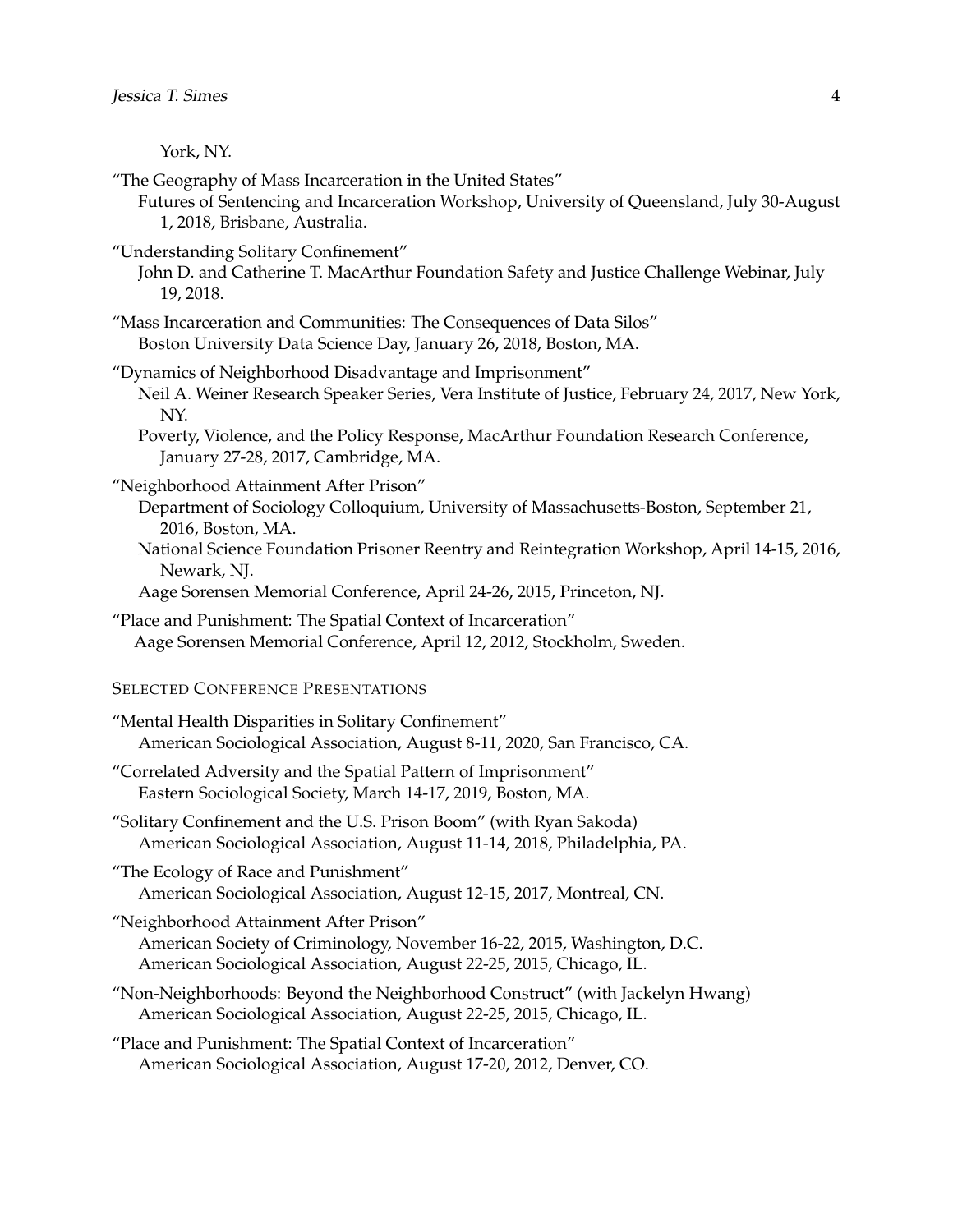York, NY.

"The Geography of Mass Incarceration in the United States"
  Futures of Sentencing and Incarceration Workshop, University of Queensland, July 30-August 1, 2018, Brisbane, Australia.

"Understanding Solitary Confinement"
  John D. and Catherine T. MacArthur Foundation Safety and Justice Challenge Webinar, July 19, 2018.

"Mass Incarceration and Communities: The Consequences of Data Silos"
  Boston University Data Science Day, January 26, 2018, Boston, MA.

"Dynamics of Neighborhood Disadvantage and Imprisonment"
  Neil A. Weiner Research Speaker Series, Vera Institute of Justice, February 24, 2017, New York, NY.
  Poverty, Violence, and the Policy Response, MacArthur Foundation Research Conference, January 27-28, 2017, Cambridge, MA.

"Neighborhood Attainment After Prison"
  Department of Sociology Colloquium, University of Massachusetts-Boston, September 21, 2016, Boston, MA.
  National Science Foundation Prisoner Reentry and Reintegration Workshop, April 14-15, 2016, Newark, NJ.
  Aage Sorensen Memorial Conference, April 24-26, 2015, Princeton, NJ.

"Place and Punishment: The Spatial Context of Incarceration"
  Aage Sorensen Memorial Conference, April 12, 2012, Stockholm, Sweden.

### SELECTED CONFERENCE PRESENTATIONS

"Mental Health Disparities in Solitary Confinement"
  American Sociological Association, August 8-11, 2020, San Francisco, CA.

"Correlated Adversity and the Spatial Pattern of Imprisonment"
  Eastern Sociological Society, March 14-17, 2019, Boston, MA.

"Solitary Confinement and the U.S. Prison Boom" (with Ryan Sakoda)
  American Sociological Association, August 11-14, 2018, Philadelphia, PA.

"The Ecology of Race and Punishment"
  American Sociological Association, August 12-15, 2017, Montreal, CN.

"Neighborhood Attainment After Prison"
  American Society of Criminology, November 16-22, 2015, Washington, D.C.
  American Sociological Association, August 22-25, 2015, Chicago, IL.

"Non-Neighborhoods: Beyond the Neighborhood Construct" (with Jackelyn Hwang)
  American Sociological Association, August 22-25, 2015, Chicago, IL.

"Place and Punishment: The Spatial Context of Incarceration"
  American Sociological Association, August 17-20, 2012, Denver, CO.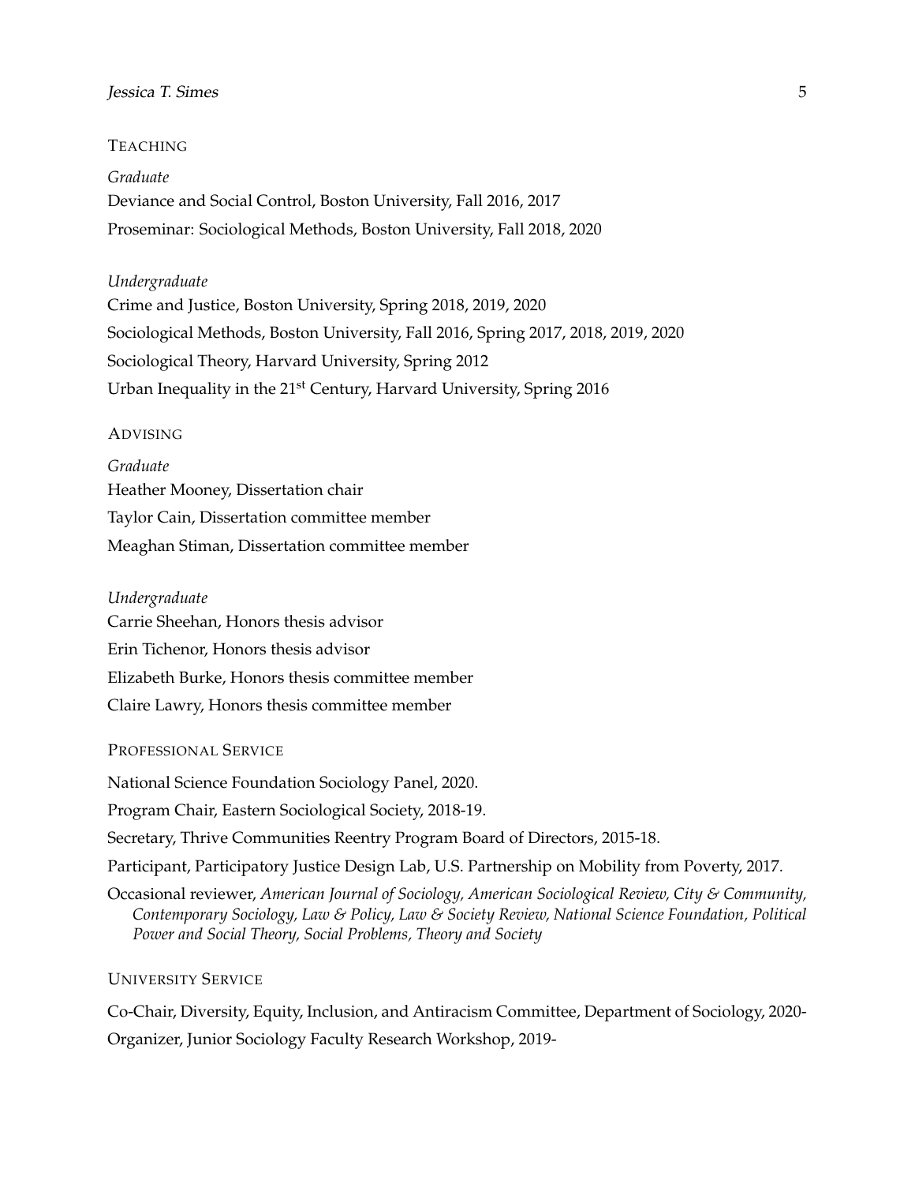## TEACHING

*Graduate*

Deviance and Social Control, Boston University, Fall 2016, 2017

Proseminar: Sociological Methods, Boston University, Fall 2018, 2020

*Undergraduate*

Crime and Justice, Boston University, Spring 2018, 2019, 2020

Sociological Methods, Boston University, Fall 2016, Spring 2017, 2018, 2019, 2020

Sociological Theory, Harvard University, Spring 2012

Urban Inequality in the 21st Century, Harvard University, Spring 2016

## ADVISING

*Graduate*

Heather Mooney, Dissertation chair

Taylor Cain, Dissertation committee member

Meaghan Stiman, Dissertation committee member

*Undergraduate*

Carrie Sheehan, Honors thesis advisor

Erin Tichenor, Honors thesis advisor

Elizabeth Burke, Honors thesis committee member

Claire Lawry, Honors thesis committee member

## PROFESSIONAL SERVICE

National Science Foundation Sociology Panel, 2020.

Program Chair, Eastern Sociological Society, 2018-19.

Secretary, Thrive Communities Reentry Program Board of Directors, 2015-18.

Participant, Participatory Justice Design Lab, U.S. Partnership on Mobility from Poverty, 2017.

Occasional reviewer, *American Journal of Sociology, American Sociological Review, City & Community, Contemporary Sociology, Law & Policy, Law & Society Review, National Science Foundation, Political Power and Social Theory, Social Problems, Theory and Society*

## UNIVERSITY SERVICE

Co-Chair, Diversity, Equity, Inclusion, and Antiracism Committee, Department of Sociology, 2020-

Organizer, Junior Sociology Faculty Research Workshop, 2019-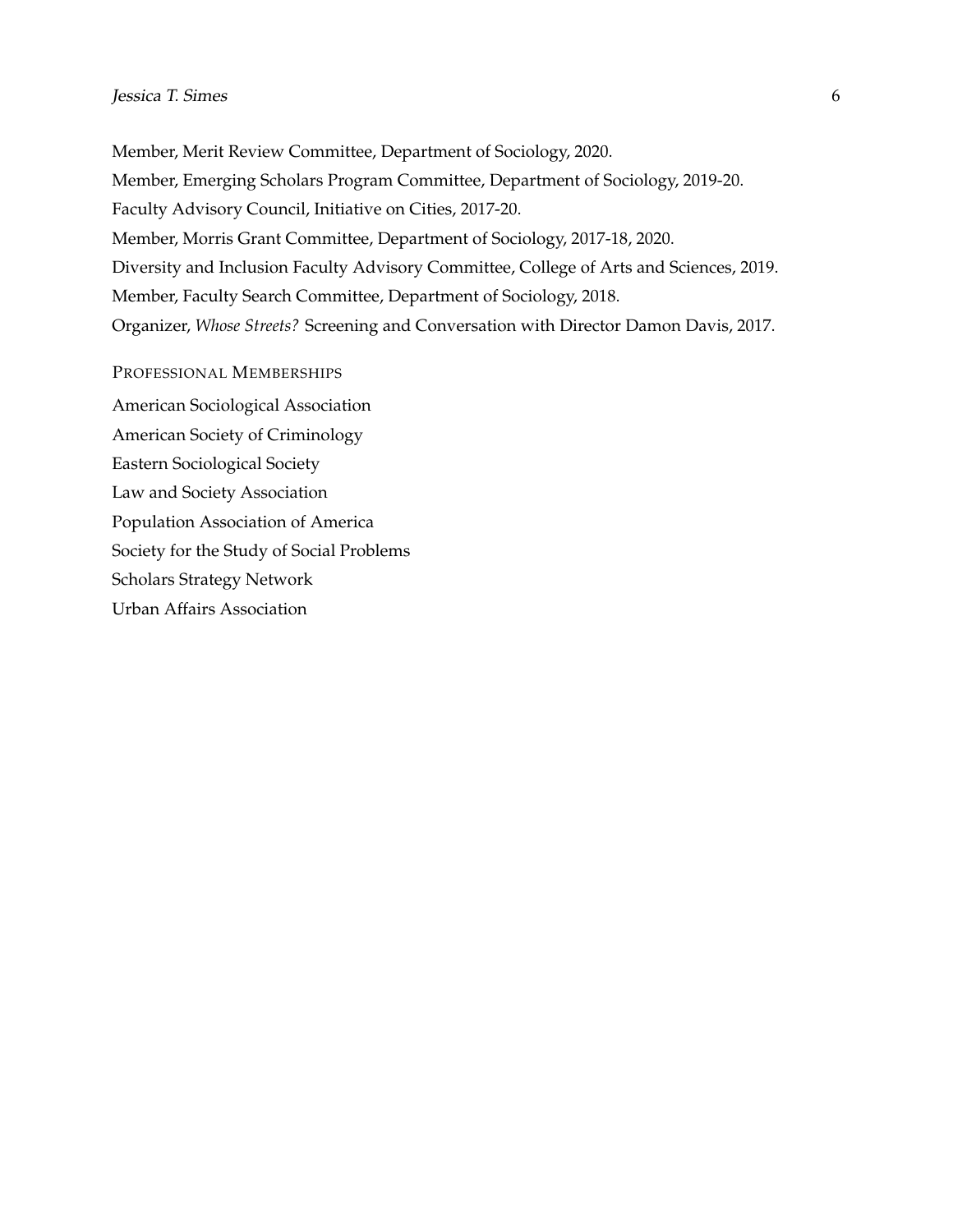Member, Merit Review Committee, Department of Sociology, 2020.

Member, Emerging Scholars Program Committee, Department of Sociology, 2019-20.

Faculty Advisory Council, Initiative on Cities, 2017-20.

Member, Morris Grant Committee, Department of Sociology, 2017-18, 2020.

Diversity and Inclusion Faculty Advisory Committee, College of Arts and Sciences, 2019.

Member, Faculty Search Committee, Department of Sociology, 2018.

Organizer, *Whose Streets?* Screening and Conversation with Director Damon Davis, 2017.

## Professional Memberships

American Sociological Association

American Society of Criminology

Eastern Sociological Society

Law and Society Association

Population Association of America

Society for the Study of Social Problems

Scholars Strategy Network

Urban Affairs Association